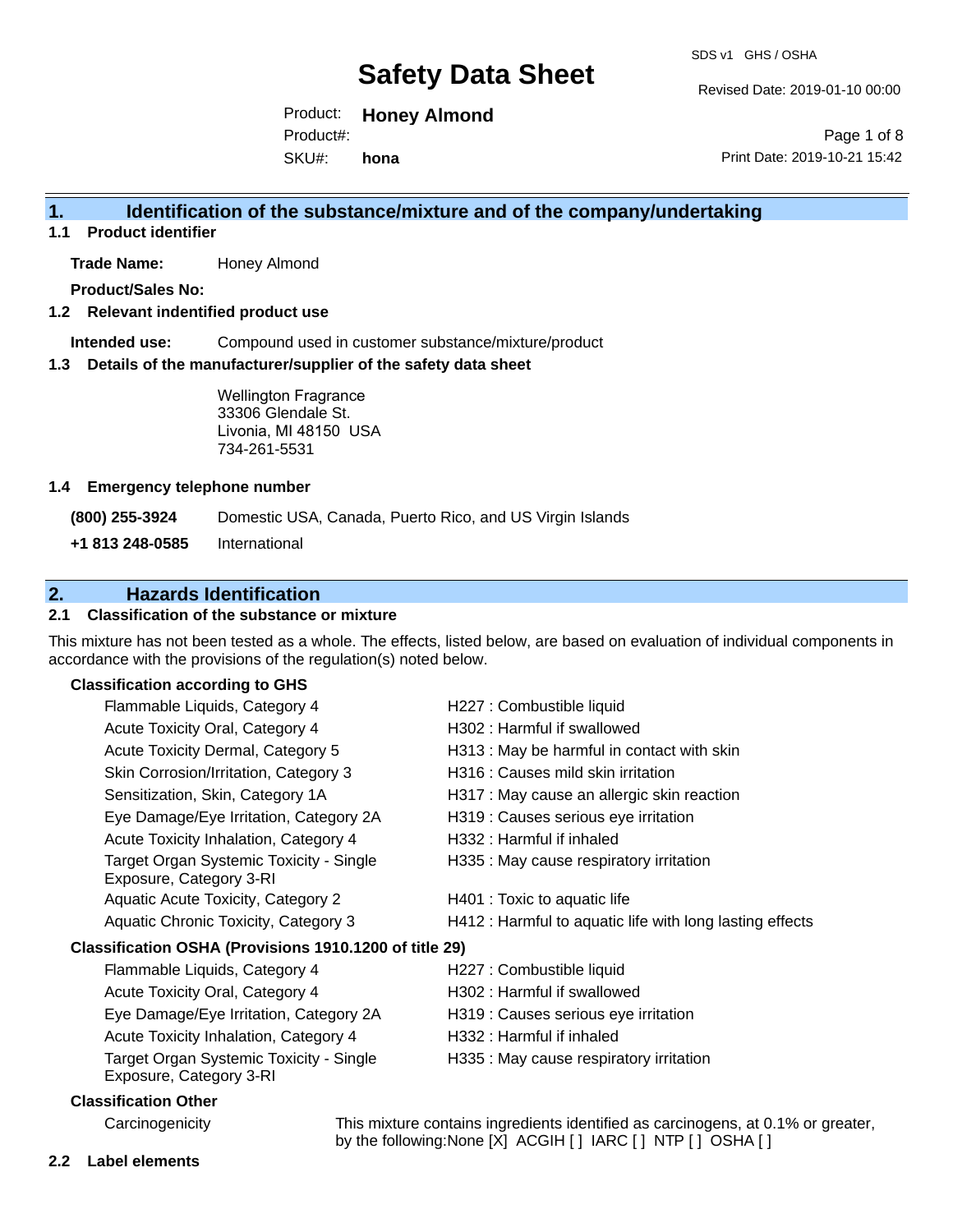# Safety Data Sheet

SDS v1 GHS / OSHA

Revised Date: 2019-01-10 00:00

Product: **Honey Almond**
Product#:
SKU#: **hona**

Print Date: 2019-10-21 15:42

## 1. Identification of the substance/mixture and of the company/undertaking

### 1.1 Product identifier

**Trade Name:** Honey Almond

**Product/Sales No:**

### 1.2 Relevant identified product use

**Intended use:** Compound used in customer substance/mixture/product

### 1.3 Details of the manufacturer/supplier of the safety data sheet

Wellington Fragrance
33306 Glendale St.
Livonia, MI 48150 USA
734-261-5531

### 1.4 Emergency telephone number

| | |
|---|---|
| **(800) 255-3924** | Domestic USA, Canada, Puerto Rico, and US Virgin Islands |
| **+1 813 248-0585** | International |

## 2. Hazards Identification

### 2.1 Classification of the substance or mixture

This mixture has not been tested as a whole. The effects, listed below, are based on evaluation of individual components in accordance with the provisions of the regulation(s) noted below.

**Classification according to GHS**

| | |
|---|---|
| Flammable Liquids, Category 4 | H227 : Combustible liquid |
| Acute Toxicity Oral, Category 4 | H302 : Harmful if swallowed |
| Acute Toxicity Dermal, Category 5 | H313 : May be harmful in contact with skin |
| Skin Corrosion/Irritation, Category 3 | H316 : Causes mild skin irritation |
| Sensitization, Skin, Category 1A | H317 : May cause an allergic skin reaction |
| Eye Damage/Eye Irritation, Category 2A | H319 : Causes serious eye irritation |
| Acute Toxicity Inhalation, Category 4 | H332 : Harmful if inhaled |
| Target Organ Systemic Toxicity - Single Exposure, Category 3-RI | H335 : May cause respiratory irritation |
| Aquatic Acute Toxicity, Category 2 | H401 : Toxic to aquatic life |
| Aquatic Chronic Toxicity, Category 3 | H412 : Harmful to aquatic life with long lasting effects |

**Classification OSHA (Provisions 1910.1200 of title 29)**

| | |
|---|---|
| Flammable Liquids, Category 4 | H227 : Combustible liquid |
| Acute Toxicity Oral, Category 4 | H302 : Harmful if swallowed |
| Eye Damage/Eye Irritation, Category 2A | H319 : Causes serious eye irritation |
| Acute Toxicity Inhalation, Category 4 | H332 : Harmful if inhaled |
| Target Organ Systemic Toxicity - Single Exposure, Category 3-RI | H335 : May cause respiratory irritation |

**Classification Other**

| | |
|---|---|
| Carcinogenicity | This mixture contains ingredients identified as carcinogens, at 0.1% or greater, by the following:None [X] ACGIH [ ] IARC [ ] NTP [ ] OSHA [ ] |

### 2.2 Label elements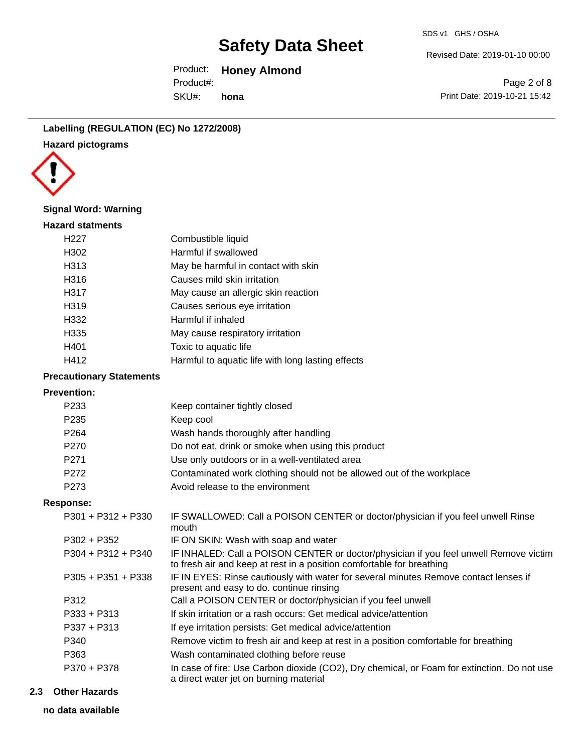**Labelling (REGULATION (EC) No 1272/2008)**

**Hazard pictograms**

**Signal Word: Warning**

**Hazard statments**

| | |
|---|---|
| H227 | Combustible liquid |
| H302 | Harmful if swallowed |
| H313 | May be harmful in contact with skin |
| H316 | Causes mild skin irritation |
| H317 | May cause an allergic skin reaction |
| H319 | Causes serious eye irritation |
| H332 | Harmful if inhaled |
| H335 | May cause respiratory irritation |
| H401 | Toxic to aquatic life |
| H412 | Harmful to aquatic life with long lasting effects |

**Precautionary Statements**

**Prevention:**

| | |
|---|---|
| P233 | Keep container tightly closed |
| P235 | Keep cool |
| P264 | Wash hands thoroughly after handling |
| P270 | Do not eat, drink or smoke when using this product |
| P271 | Use only outdoors or in a well-ventilated area |
| P272 | Contaminated work clothing should not be allowed out of the workplace |
| P273 | Avoid release to the environment |

**Response:**

| | |
|---|---|
| P301 + P312 + P330 | IF SWALLOWED: Call a POISON CENTER or doctor/physician if you feel unwell Rinse mouth |
| P302 + P352 | IF ON SKIN: Wash with soap and water |
| P304 + P312 + P340 | IF INHALED: Call a POISON CENTER or doctor/physician if you feel unwell Remove victim to fresh air and keep at rest in a position comfortable for breathing |
| P305 + P351 + P338 | IF IN EYES: Rinse cautiously with water for several minutes Remove contact lenses if present and easy to do. continue rinsing |
| P312 | Call a POISON CENTER or doctor/physician if you feel unwell |
| P333 + P313 | If skin irritation or a rash occurs: Get medical advice/attention |
| P337 + P313 | If eye irritation persists: Get medical advice/attention |
| P340 | Remove victim to fresh air and keep at rest in a position comfortable for breathing |
| P363 | Wash contaminated clothing before reuse |
| P370 + P378 | In case of fire: Use Carbon dioxide ($CO_2$), Dry chemical, or Foam for extinction. Do not use a direct water jet on burning material |

## 2.3 Other Hazards

**no data available**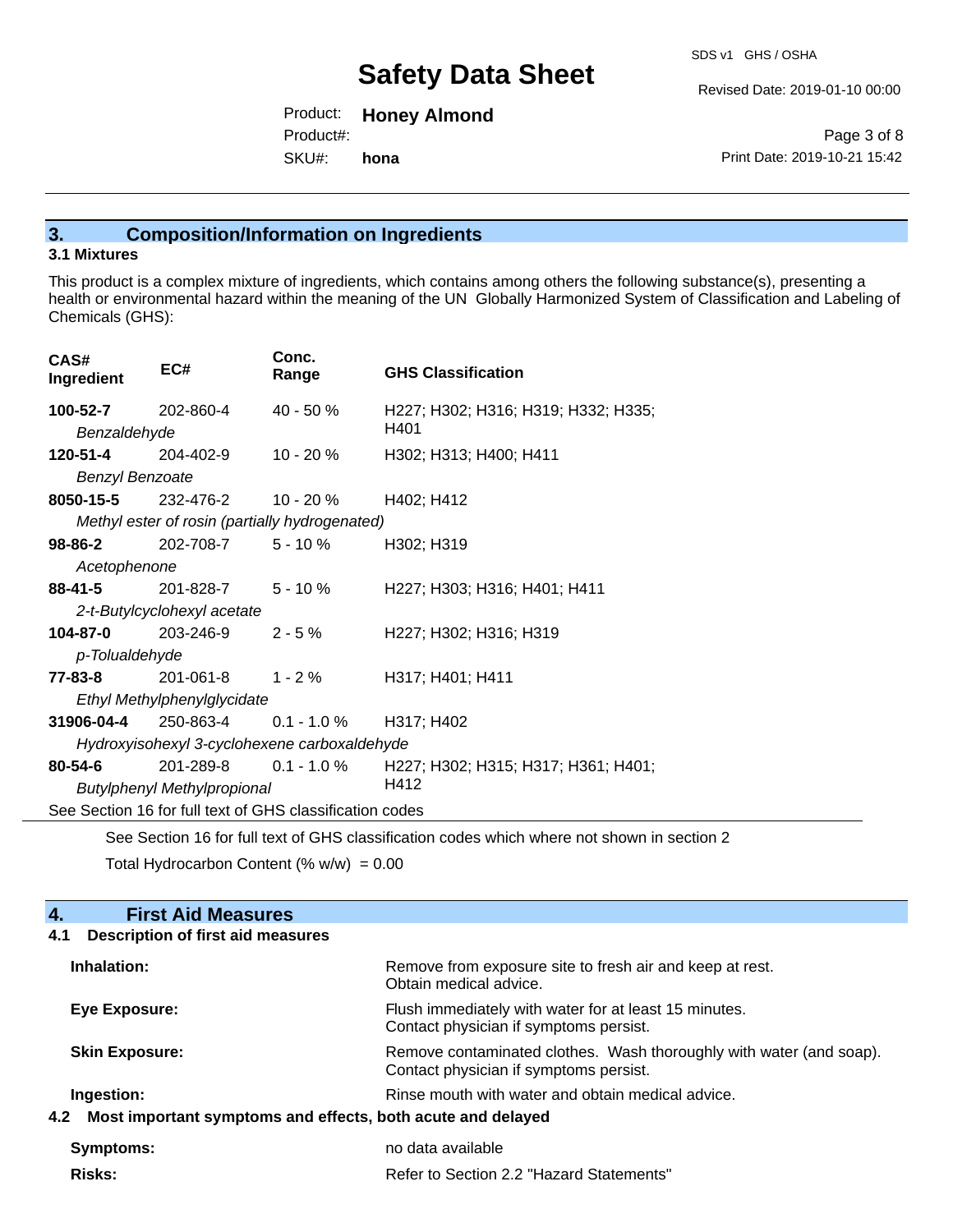## 3. Composition/Information on Ingredients

### 3.1 Mixtures

This product is a complex mixture of ingredients, which contains among others the following substance(s), presenting a health or environmental hazard within the meaning of the UN Globally Harmonized System of Classification and Labeling of Chemicals (GHS):

| CAS# Ingredient | EC# | Conc. Range | GHS Classification |
|---|---|---|---|
| **100-52-7** *Benzaldehyde* | 202-860-4 | 40 - 50 % | H227; H302; H316; H319; H332; H335; H401 |
| **120-51-4** *Benzyl Benzoate* | 204-402-9 | 10 - 20 % | H302; H313; H400; H411 |
| **8050-15-5** *Methyl ester of rosin (partially hydrogenated)* | 232-476-2 | 10 - 20 % | H402; H412 |
| **98-86-2** *Acetophenone* | 202-708-7 | 5 - 10 % | H302; H319 |
| **88-41-5** *2-t-Butylcyclohexyl acetate* | 201-828-7 | 5 - 10 % | H227; H303; H316; H401; H411 |
| **104-87-0** *p-Tolualdehyde* | 203-246-9 | 2 - 5 % | H227; H302; H316; H319 |
| **77-83-8** *Ethyl Methylphenylglycidate* | 201-061-8 | 1 - 2 % | H317; H401; H411 |
| **31906-04-4** *Hydroxyisohexyl 3-cyclohexene carboxaldehyde* | 250-863-4 | 0.1 - 1.0 % | H317; H402 |
| **80-54-6** *Butylphenyl Methylpropional* | 201-289-8 | 0.1 - 1.0 % | H227; H302; H315; H317; H361; H401; H412 |

See Section 16 for full text of GHS classification codes

See Section 16 for full text of GHS classification codes which where not shown in section 2

Total Hydrocarbon Content (% w/w) = 0.00

## 4. First Aid Measures

### 4.1 Description of first aid measures

**Inhalation:** Remove from exposure site to fresh air and keep at rest. Obtain medical advice.

**Eye Exposure:** Flush immediately with water for at least 15 minutes. Contact physician if symptoms persist.

**Skin Exposure:** Remove contaminated clothes. Wash thoroughly with water (and soap). Contact physician if symptoms persist.

**Ingestion:** Rinse mouth with water and obtain medical advice.

### 4.2 Most important symptoms and effects, both acute and delayed

**Symptoms:** no data available

**Risks:** Refer to Section 2.2 "Hazard Statements"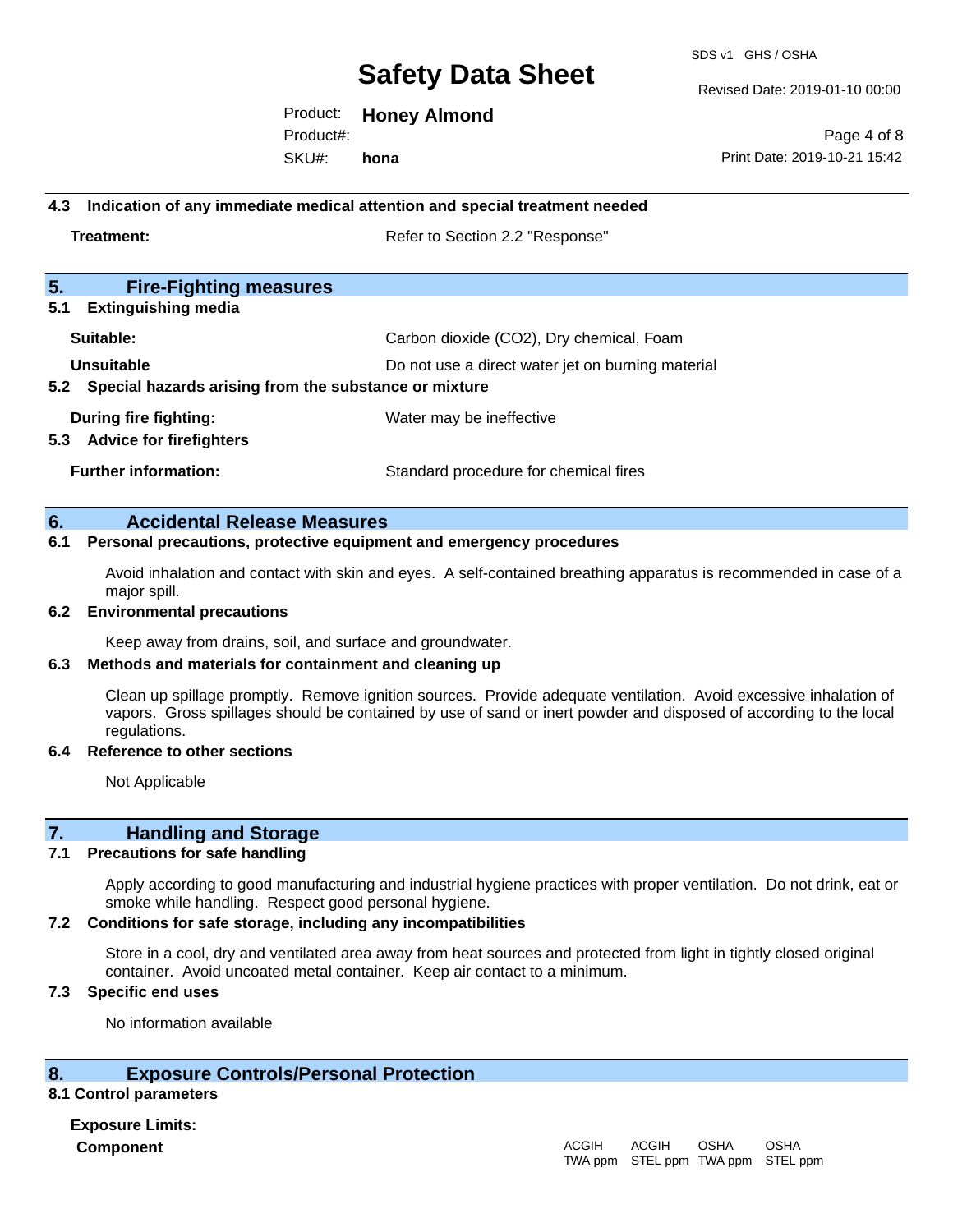### 4.3 Indication of any immediate medical attention and special treatment needed

**Treatment:** Refer to Section 2.2 "Response"

## 5. Fire-Fighting measures

### 5.1 Extinguishing media

**Suitable:** Carbon dioxide ($CO_2$), Dry chemical, Foam

**Unsuitable** Do not use a direct water jet on burning material

### 5.2 Special hazards arising from the substance or mixture

**During fire fighting:** Water may be ineffective

### 5.3 Advice for firefighters

**Further information:** Standard procedure for chemical fires

## 6. Accidental Release Measures

### 6.1 Personal precautions, protective equipment and emergency procedures

Avoid inhalation and contact with skin and eyes. A self-contained breathing apparatus is recommended in case of a major spill.

### 6.2 Environmental precautions

Keep away from drains, soil, and surface and groundwater.

### 6.3 Methods and materials for containment and cleaning up

Clean up spillage promptly. Remove ignition sources. Provide adequate ventilation. Avoid excessive inhalation of vapors. Gross spillages should be contained by use of sand or inert powder and disposed of according to the local regulations.

### 6.4 Reference to other sections

Not Applicable

## 7. Handling and Storage

### 7.1 Precautions for safe handling

Apply according to good manufacturing and industrial hygiene practices with proper ventilation. Do not drink, eat or smoke while handling. Respect good personal hygiene.

### 7.2 Conditions for safe storage, including any incompatibilities

Store in a cool, dry and ventilated area away from heat sources and protected from light in tightly closed original container. Avoid uncoated metal container. Keep air contact to a minimum.

### 7.3 Specific end uses

No information available

## 8. Exposure Controls/Personal Protection

### 8.1 Control parameters

**Exposure Limits:**

| Component | ACGIH TWA ppm | ACGIH STEL ppm | OSHA TWA ppm | OSHA STEL ppm |
|---|---|---|---|---|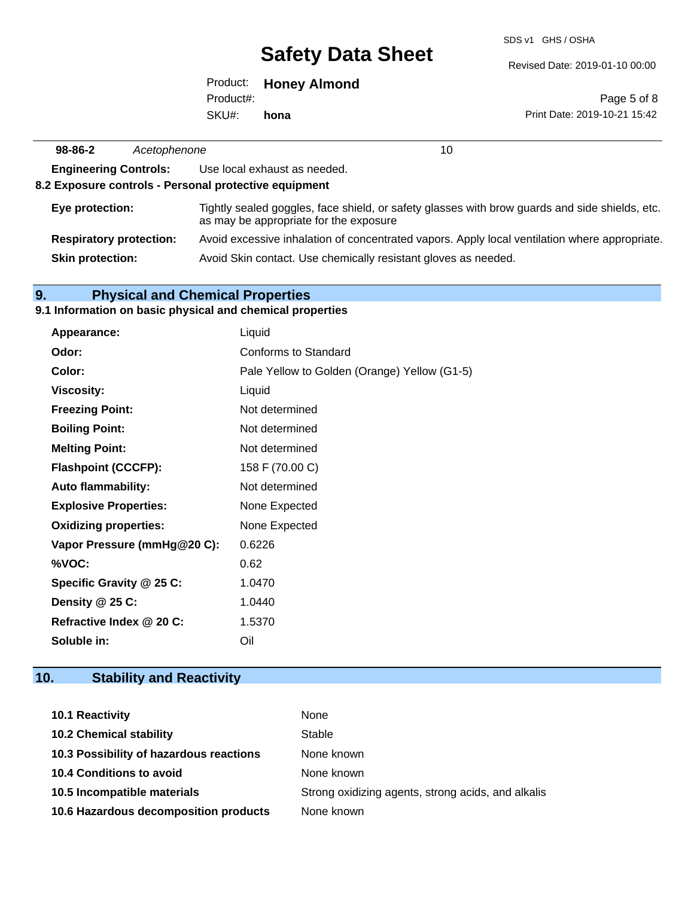| 98-86-2 | *Acetophenone* | 10 |
|---|---|---|

**Engineering Controls:** Use local exhaust as needed.

**8.2 Exposure controls - Personal protective equipment**

| | |
|---|---|
| **Eye protection:** | Tightly sealed goggles, face shield, or safety glasses with brow guards and side shields, etc. as may be appropriate for the exposure |
| **Respiratory protection:** | Avoid excessive inhalation of concentrated vapors. Apply local ventilation where appropriate. |
| **Skin protection:** | Avoid Skin contact. Use chemically resistant gloves as needed. |

## 9. Physical and Chemical Properties

### 9.1 Information on basic physical and chemical properties

| | |
|---|---|
| **Appearance:** | Liquid |
| **Odor:** | Conforms to Standard |
| **Color:** | Pale Yellow to Golden (Orange) Yellow (G1-5) |
| **Viscosity:** | Liquid |
| **Freezing Point:** | Not determined |
| **Boiling Point:** | Not determined |
| **Melting Point:** | Not determined |
| **Flashpoint (CCCFP):** | 158 F (70.00 C) |
| **Auto flammability:** | Not determined |
| **Explosive Properties:** | None Expected |
| **Oxidizing properties:** | None Expected |
| **Vapor Pressure (mmHg@20 C):** | 0.6226 |
| **%VOC:** | 0.62 |
| **Specific Gravity @ 25 C:** | 1.0470 |
| **Density @ 25 C:** | 1.0440 |
| **Refractive Index @ 20 C:** | 1.5370 |
| **Soluble in:** | Oil |

## 10. Stability and Reactivity

| | |
|---|---|
| **10.1 Reactivity** | None |
| **10.2 Chemical stability** | Stable |
| **10.3 Possibility of hazardous reactions** | None known |
| **10.4 Conditions to avoid** | None known |
| **10.5 Incompatible materials** | Strong oxidizing agents, strong acids, and alkalis |
| **10.6 Hazardous decomposition products** | None known |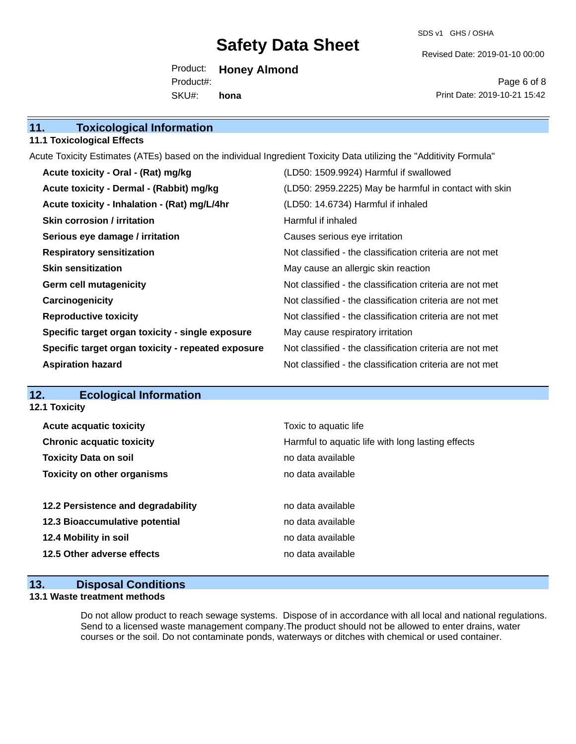## 11. Toxicological Information

### 11.1 Toxicological Effects

Acute Toxicity Estimates (ATEs) based on the individual Ingredient Toxicity Data utilizing the "Additivity Formula"

| | |
|---|---|
| **Acute toxicity - Oral - (Rat) mg/kg** | (LD50: 1509.9924) Harmful if swallowed |
| **Acute toxicity - Dermal - (Rabbit) mg/kg** | (LD50: 2959.2225) May be harmful in contact with skin |
| **Acute toxicity - Inhalation - (Rat) mg/L/4hr** | (LD50: 14.6734) Harmful if inhaled |
| **Skin corrosion / irritation** | Harmful if inhaled |
| **Serious eye damage / irritation** | Causes serious eye irritation |
| **Respiratory sensitization** | Not classified - the classification criteria are not met |
| **Skin sensitization** | May cause an allergic skin reaction |
| **Germ cell mutagenicity** | Not classified - the classification criteria are not met |
| **Carcinogenicity** | Not classified - the classification criteria are not met |
| **Reproductive toxicity** | Not classified - the classification criteria are not met |
| **Specific target organ toxicity - single exposure** | May cause respiratory irritation |
| **Specific target organ toxicity - repeated exposure** | Not classified - the classification criteria are not met |
| **Aspiration hazard** | Not classified - the classification criteria are not met |

## 12. Ecological Information

### 12.1 Toxicity

| | |
|---|---|
| **Acute acquatic toxicity** | Toxic to aquatic life |
| **Chronic acquatic toxicity** | Harmful to aquatic life with long lasting effects |
| **Toxicity Data on soil** | no data available |
| **Toxicity on other organisms** | no data available |

| | |
|---|---|
| **12.2 Persistence and degradability** | no data available |
| **12.3 Bioaccumulative potential** | no data available |
| **12.4 Mobility in soil** | no data available |
| **12.5 Other adverse effects** | no data available |

## 13. Disposal Conditions

### 13.1 Waste treatment methods

Do not allow product to reach sewage systems. Dispose of in accordance with all local and national regulations. Send to a licensed waste management company.The product should not be allowed to enter drains, water courses or the soil. Do not contaminate ponds, waterways or ditches with chemical or used container.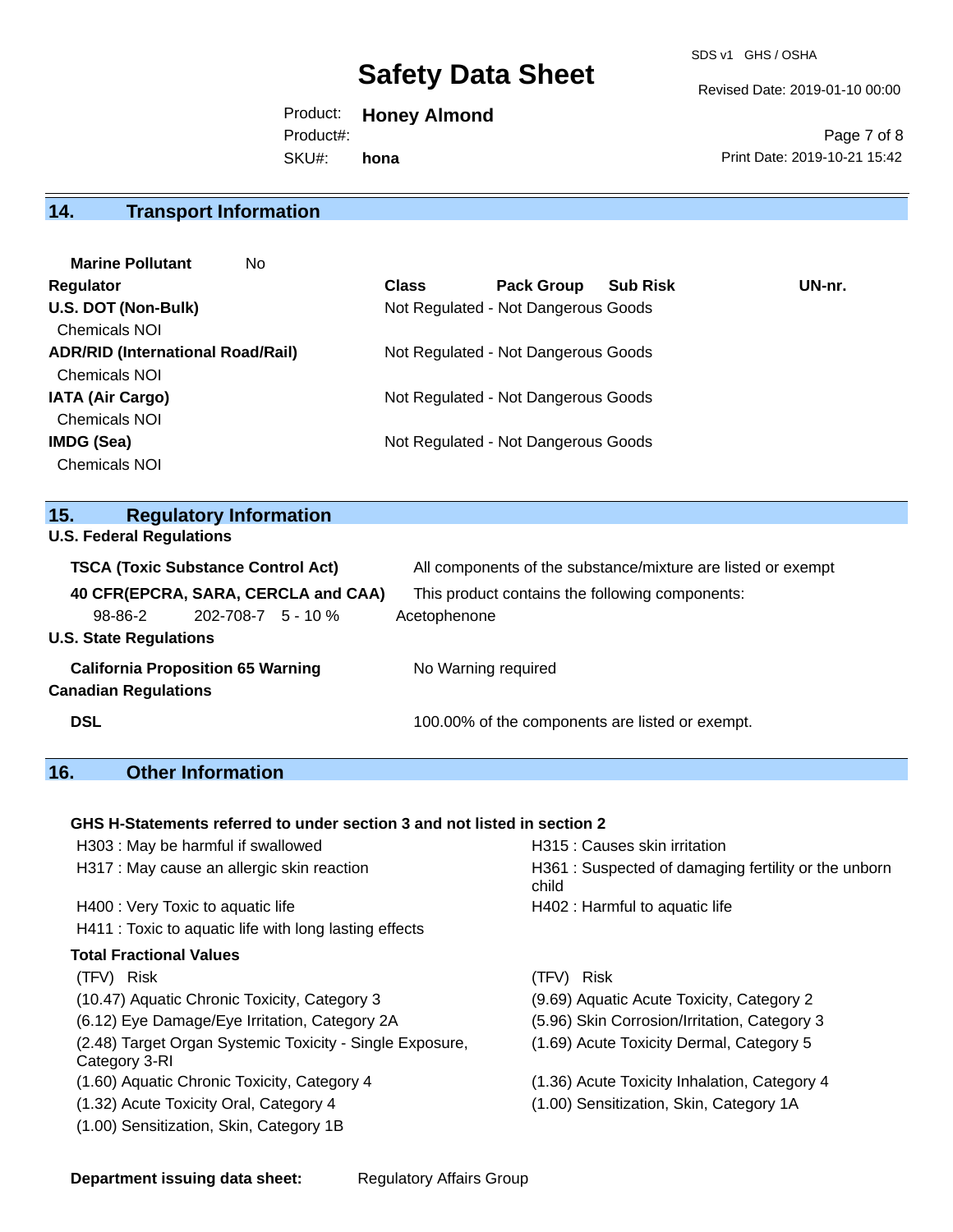## 14. Transport Information

**Marine Pollutant** No

| Regulator | Class | Pack Group | Sub Risk | UN-nr. |
|---|---|---|---|---|
| **U.S. DOT (Non-Bulk)** | Not Regulated - Not Dangerous Goods | | | |
| Chemicals NOI | | | | |
| **ADR/RID (International Road/Rail)** | Not Regulated - Not Dangerous Goods | | | |
| Chemicals NOI | | | | |
| **IATA (Air Cargo)** | Not Regulated - Not Dangerous Goods | | | |
| Chemicals NOI | | | | |
| **IMDG (Sea)** | Not Regulated - Not Dangerous Goods | | | |
| Chemicals NOI | | | | |

## 15. Regulatory Information

**U.S. Federal Regulations**

**TSCA (Toxic Substance Control Act)** All components of the substance/mixture are listed or exempt

**40 CFR(EPCRA, SARA, CERCLA and CAA)** This product contains the following components:

| 98-86-2 | 202-708-7 | 5 - 10 % | Acetophenone |
|---|---|---|---|

**U.S. State Regulations**

**California Proposition 65 Warning** No Warning required

**Canadian Regulations**

**DSL** 100.00% of the components are listed or exempt.

## 16. Other Information

**GHS H-Statements referred to under section 3 and not listed in section 2**

- H303 : May be harmful if swallowed
- H315 : Causes skin irritation
- H317 : May cause an allergic skin reaction
- H361 : Suspected of damaging fertility or the unborn child
- H400 : Very Toxic to aquatic life
- H402 : Harmful to aquatic life
- H411 : Toxic to aquatic life with long lasting effects

**Total Fractional Values**

| (TFV) Risk | (TFV) Risk |
|---|---|
| (10.47) Aquatic Chronic Toxicity, Category 3 | (9.69) Aquatic Acute Toxicity, Category 2 |
| (6.12) Eye Damage/Eye Irritation, Category 2A | (5.96) Skin Corrosion/Irritation, Category 3 |
| (2.48) Target Organ Systemic Toxicity - Single Exposure, Category 3-RI | (1.69) Acute Toxicity Dermal, Category 5 |
| (1.60) Aquatic Chronic Toxicity, Category 4 | (1.36) Acute Toxicity Inhalation, Category 4 |
| (1.32) Acute Toxicity Oral, Category 4 | (1.00) Sensitization, Skin, Category 1A |
| (1.00) Sensitization, Skin, Category 1B | |

**Department issuing data sheet:** Regulatory Affairs Group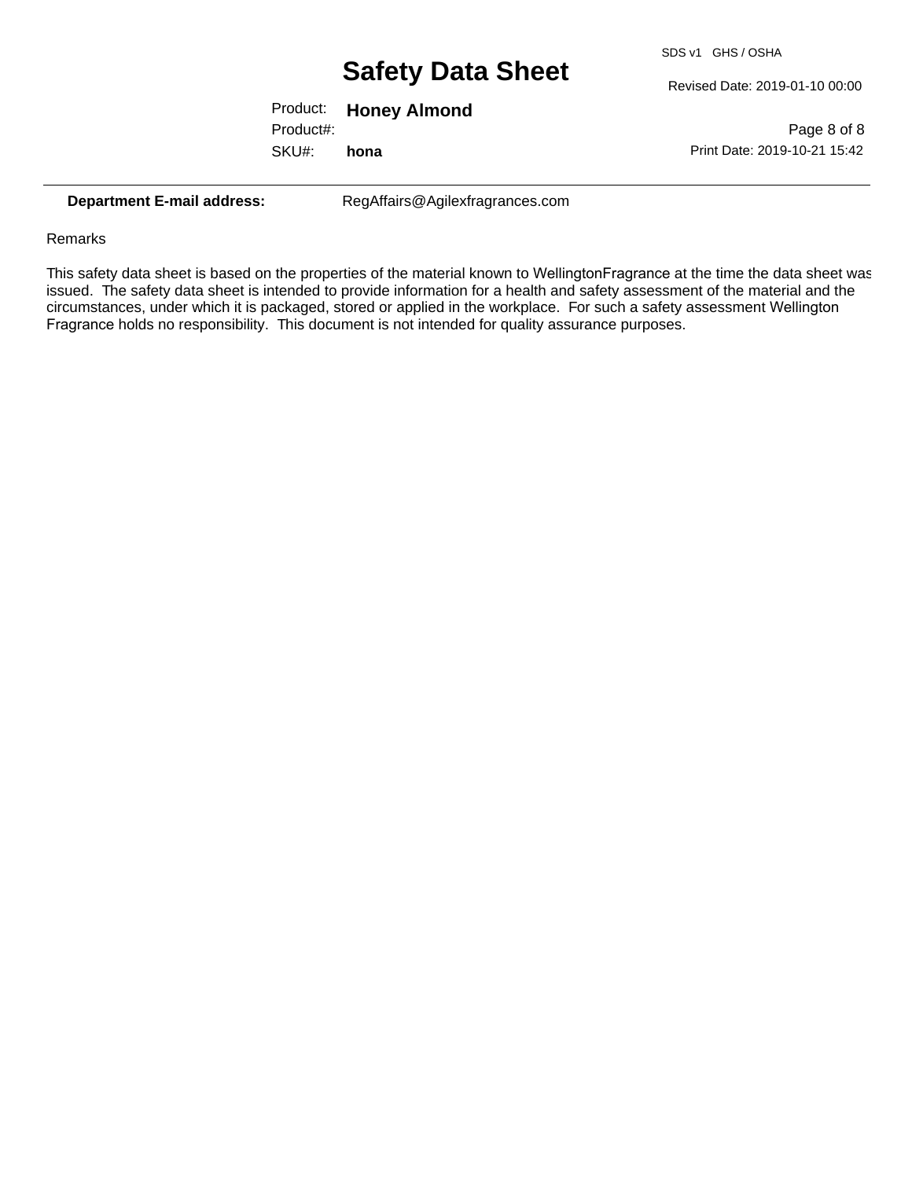**Department E-mail address:** RegAffairs@Agilexfragrances.com

Remarks

This safety data sheet is based on the properties of the material known to WellingtonFragrance at the time the data sheet was issued. The safety data sheet is intended to provide information for a health and safety assessment of the material and the circumstances, under which it is packaged, stored or applied in the workplace. For such a safety assessment Wellington Fragrance holds no responsibility. This document is not intended for quality assurance purposes.